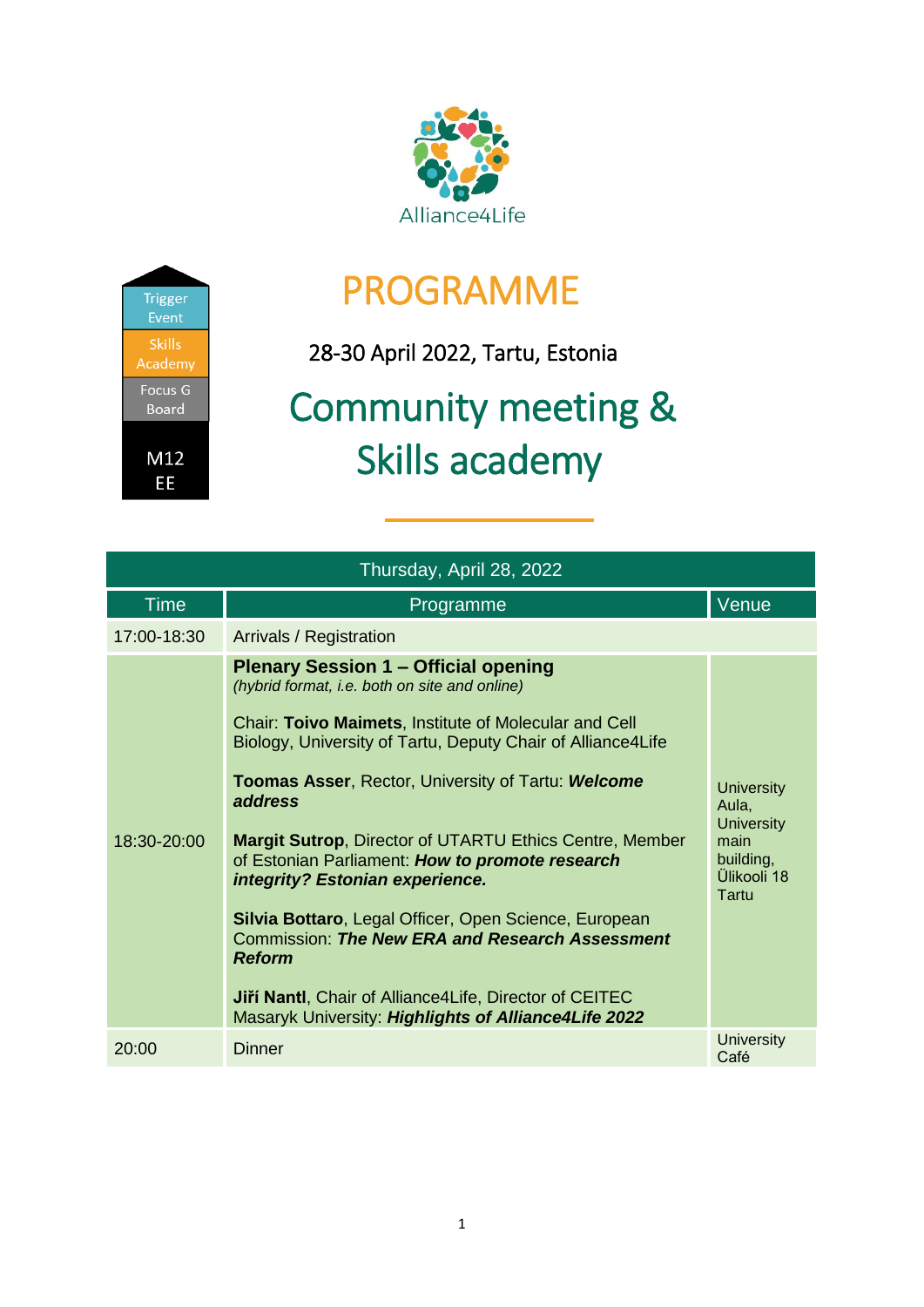Alliance4Life

Trigger Event
Skills Academy
Focus G Board
M12 EE

# PROGRAMME

28-30 April 2022, Tartu, Estonia

## Community meeting & Skills academy

| Thursday, April 28, 2022 | | |
|---|---|---|
| **Time** | **Programme** | **Venue** |
| 17:00-18:30 | Arrivals / Registration | |
| 18:30-20:00 | **Plenary Session 1 – Official opening**<br>*(hybrid format, i.e. both on site and online)*<br><br>Chair: **Toivo Maimets**, Institute of Molecular and Cell Biology, University of Tartu, Deputy Chair of Alliance4Life<br><br>**Toomas Asser**, Rector, University of Tartu: ***Welcome address***<br><br>**Margit Sutrop**, Director of UTARTU Ethics Centre, Member of Estonian Parliament: ***How to promote research integrity? Estonian experience.***<br><br>**Silvia Bottaro**, Legal Officer, Open Science, European Commission: ***The New ERA and Research Assessment Reform***<br><br>**Jiří Nantl**, Chair of Alliance4Life, Director of CEITEC Masaryk University: ***Highlights of Alliance4Life 2022*** | University Aula, University main building, Ülikooli 18 Tartu |
| 20:00 | Dinner | University Café |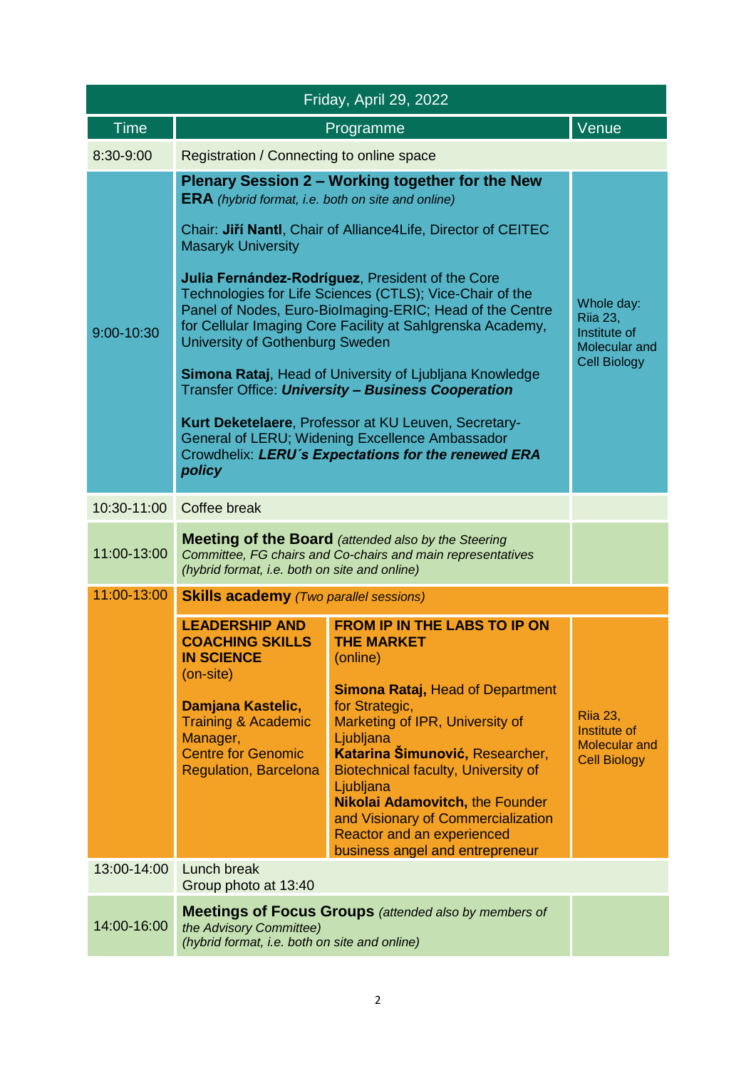| Friday, April 29, 2022 | | | |
|---|---|---|---|
| **Time** | **Programme** | | **Venue** |
| 8:30-9:00 | Registration / Connecting to online space | | |
| 9:00-10:30 | **Plenary Session 2 – Working together for the New ERA** *(hybrid format, i.e. both on site and online)*<br><br>Chair: **Jiří Nantl**, Chair of Alliance4Life, Director of CEITEC Masaryk University<br><br>**Julia Fernández-Rodríguez**, President of the Core Technologies for Life Sciences (CTLS); Vice-Chair of the Panel of Nodes, Euro-BioImaging-ERIC; Head of the Centre for Cellular Imaging Core Facility at Sahlgrenska Academy, University of Gothenburg Sweden<br><br>**Simona Rataj**, Head of University of Ljubljana Knowledge Transfer Office: ***University – Business Cooperation***<br><br>**Kurt Deketelaere**, Professor at KU Leuven, Secretary-General of LERU; Widening Excellence Ambassador Crowdhelix: ***LERU´s Expectations for the renewed ERA policy*** | | Whole day: Riia 23, Institute of Molecular and Cell Biology |
| 10:30-11:00 | Coffee break | | |
| 11:00-13:00 | **Meeting of the Board** *(attended also by the Steering Committee, FG chairs and Co-chairs and main representatives (hybrid format, i.e. both on site and online)* | | |
| 11:00-13:00 | **Skills academy** *(Two parallel sessions)* | | |
| | **LEADERSHIP AND COACHING SKILLS IN SCIENCE** (on-site)<br><br>**Damjana Kastelic,** Training & Academic Manager, Centre for Genomic Regulation, Barcelona | **FROM IP IN THE LABS TO IP ON THE MARKET** (online)<br><br>**Simona Rataj,** Head of Department for Strategic, Marketing of IPR, University of Ljubljana<br>**Katarina Šimunović,** Researcher, Biotechnical faculty, University of Ljubljana<br>**Nikolai Adamovitch,** the Founder and Visionary of Commercialization Reactor and an experienced business angel and entrepreneur | Riia 23, Institute of Molecular and Cell Biology |
| 13:00-14:00 | Lunch break<br>Group photo at 13:40 | | |
| 14:00-16:00 | **Meetings of Focus Groups** *(attended also by members of the Advisory Committee) (hybrid format, i.e. both on site and online)* | | |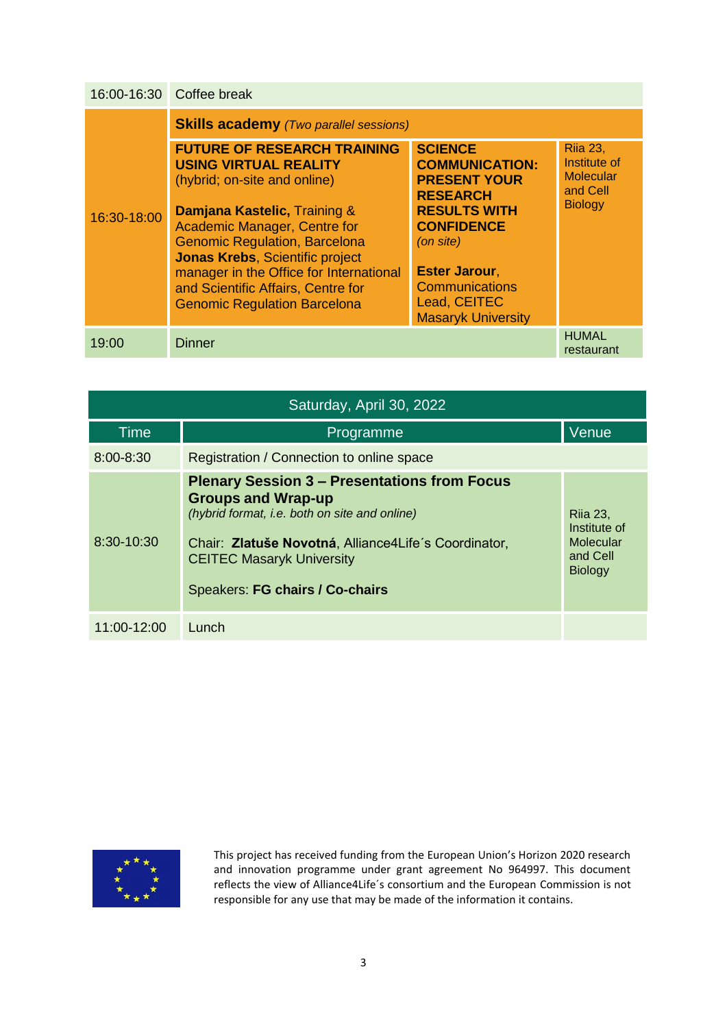| | | | |
|---|---|---|---|
| 16:00-16:30 | Coffee break | | |
| 16:30-18:00 | **Skills academy** *(Two parallel sessions)*<br><br>**FUTURE OF RESEARCH TRAINING USING VIRTUAL REALITY** (hybrid; on-site and online)<br><br>**Damjana Kastelic,** Training & Academic Manager, Centre for Genomic Regulation, Barcelona<br>**Jonas Krebs**, Scientific project manager in the Office for International and Scientific Affairs, Centre for Genomic Regulation Barcelona | **SCIENCE COMMUNICATION: PRESENT YOUR RESEARCH RESULTS WITH CONFIDENCE** *(on site)*<br><br>**Ester Jarour**, Communications Lead, CEITEC Masaryk University | Riia 23, Institute of Molecular and Cell Biology |
| 19:00 | Dinner | | HUMAL restaurant |

| Saturday, April 30, 2022 | | |
|---|---|---|
| Time | Programme | Venue |
| 8:00-8:30 | Registration / Connection to online space | |
| 8:30-10:30 | **Plenary Session 3 – Presentations from Focus Groups and Wrap-up**<br>*(hybrid format, i.e. both on site and online)*<br><br>Chair: **Zlatuše Novotná**, Alliance4Life´s Coordinator, CEITEC Masaryk University<br><br>Speakers: **FG chairs / Co-chairs** | Riia 23, Institute of Molecular and Cell Biology |
| 11:00-12:00 | Lunch | |

This project has received funding from the European Union's Horizon 2020 research and innovation programme under grant agreement No 964997. This document reflects the view of Alliance4Life´s consortium and the European Commission is not responsible for any use that may be made of the information it contains.